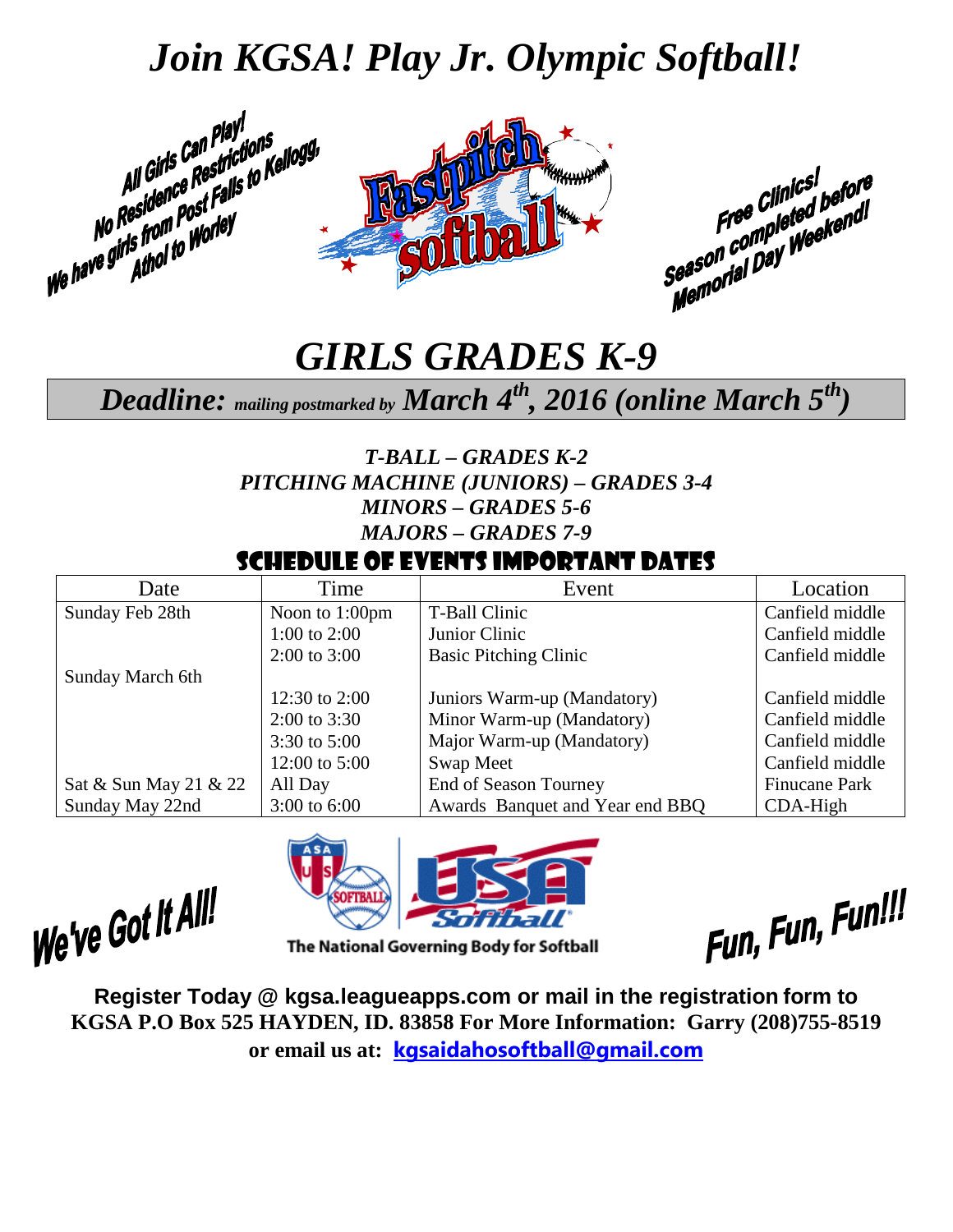# *Join KGSA! Play Jr. Olympic Softball!*

All Girls Can Play! No Residence Restrictions We have girls from Post Falls to Kellogg, Athol to Worley

Free Clinics! Season completed before Memorial Day Weekend!

# *GIRLS GRADES K-9*

***Deadline:** mailing postmarked by **March 4th, 2016 (online March 5th)***

***T-BALL – GRADES K-2***
***PITCHING MACHINE (JUNIORS) – GRADES 3-4***
***MINORS – GRADES 5-6***
***MAJORS – GRADES 7-9***

## SCHEDULE OF EVENTS IMPORTANT DATES

| Date | Time | Event | Location |
|---|---|---|---|
| Sunday Feb 28th | Noon to 1:00pm | T-Ball Clinic | Canfield middle |
| | 1:00 to 2:00 | Junior Clinic | Canfield middle |
| | 2:00 to 3:00 | Basic Pitching Clinic | Canfield middle |
| Sunday March 6th | | | |
| | 12:30 to 2:00 | Juniors Warm-up (Mandatory) | Canfield middle |
| | 2:00 to 3:30 | Minor Warm-up (Mandatory) | Canfield middle |
| | 3:30 to 5:00 | Major Warm-up (Mandatory) | Canfield middle |
| | 12:00 to 5:00 | Swap Meet | Canfield middle |
| Sat & Sun May 21 & 22 | All Day | End of Season Tourney | Finucane Park |
| Sunday May 22nd | 3:00 to 6:00 | Awards Banquet and Year end BBQ | CDA-High |

We've Got It All!

The National Governing Body for Softball

Fun, Fun, Fun!!!

**Register Today @ kgsa.leagueapps.com or mail in the registration form to KGSA P.O Box 525 HAYDEN, ID. 83858 For More Information: Garry (208)755-8519 or email us at: kgsaidahosoftball@gmail.com**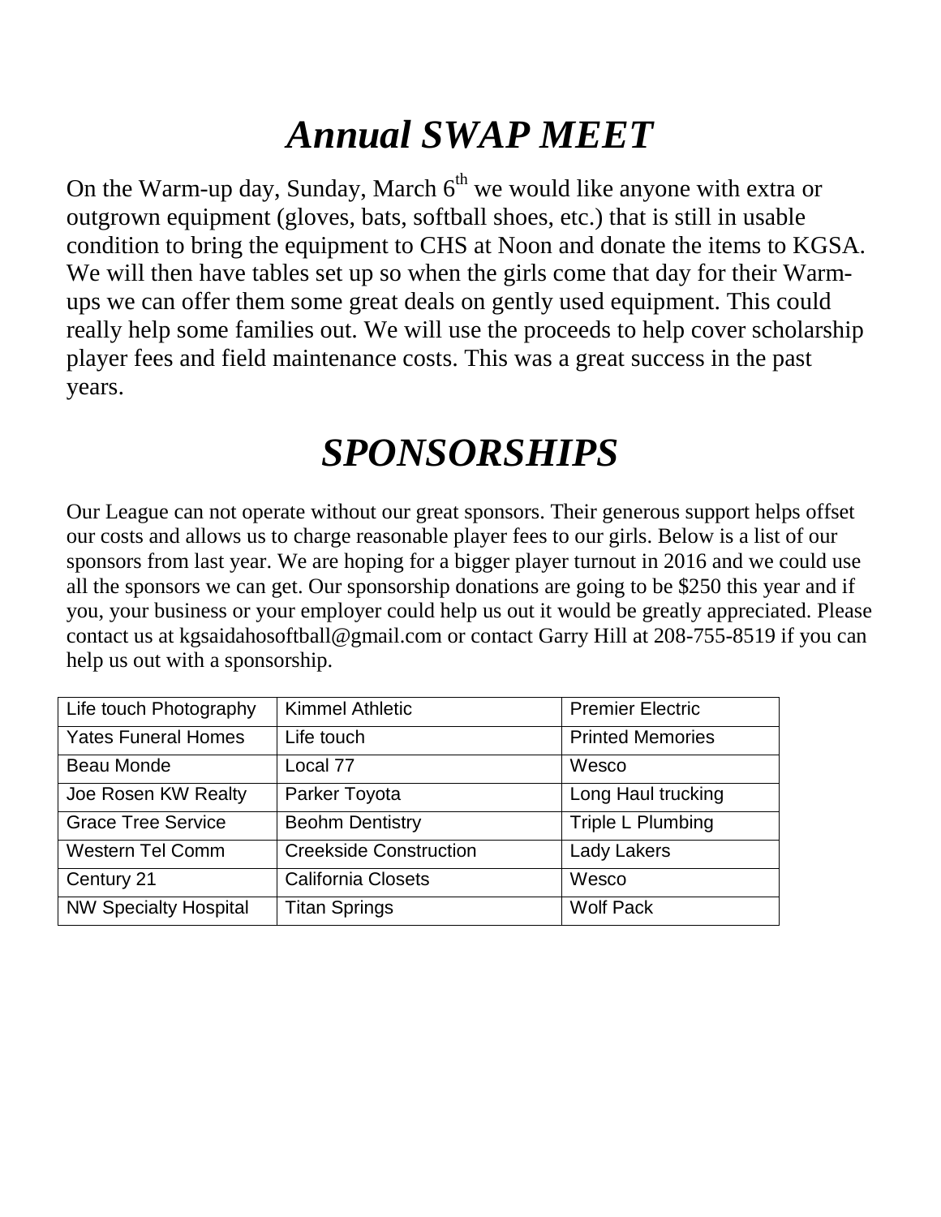# *Annual SWAP MEET*

On the Warm-up day, Sunday, March 6th we would like anyone with extra or outgrown equipment (gloves, bats, softball shoes, etc.) that is still in usable condition to bring the equipment to CHS at Noon and donate the items to KGSA. We will then have tables set up so when the girls come that day for their Warm-ups we can offer them some great deals on gently used equipment. This could really help some families out. We will use the proceeds to help cover scholarship player fees and field maintenance costs. This was a great success in the past years.

# *SPONSORSHIPS*

Our League can not operate without our great sponsors. Their generous support helps offset our costs and allows us to charge reasonable player fees to our girls. Below is a list of our sponsors from last year. We are hoping for a bigger player turnout in 2016 and we could use all the sponsors we can get. Our sponsorship donations are going to be $250 this year and if you, your business or your employer could help us out it would be greatly appreciated. Please contact us at kgsaidahosoftball@gmail.com or contact Garry Hill at 208-755-8519 if you can help us out with a sponsorship.

| | | |
|---|---|---|
| Life touch Photography | Kimmel Athletic | Premier Electric |
| Yates Funeral Homes | Life touch | Printed Memories |
| Beau Monde | Local 77 | Wesco |
| Joe Rosen KW Realty | Parker Toyota | Long Haul trucking |
| Grace Tree Service | Beohm Dentistry | Triple L Plumbing |
| Western Tel Comm | Creekside Construction | Lady Lakers |
| Century 21 | California Closets | Wesco |
| NW Specialty Hospital | Titan Springs | Wolf Pack |